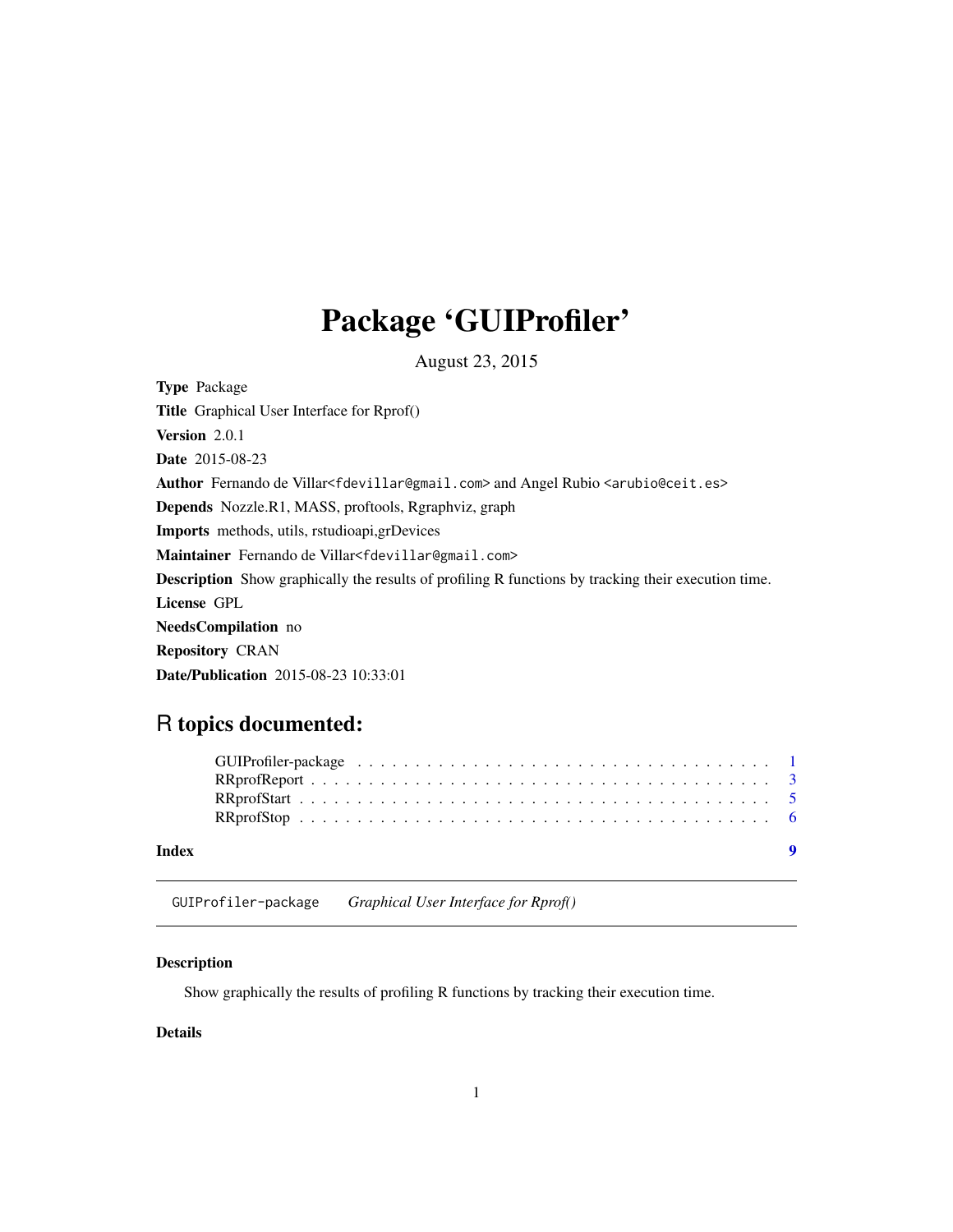# Package 'GUIProfiler'

August 23, 2015

**Type** Package

**Title** Graphical User Interface for Rprof()

**Version** 2.0.1

**Date** 2015-08-23

**Author** Fernando de Villar<fdevillar@gmail.com> and Angel Rubio <arubio@ceit.es>

**Depends** Nozzle.R1, MASS, proftools, Rgraphviz, graph

**Imports** methods, utils, rstudioapi,grDevices

**Maintainer** Fernando de Villar<fdevillar@gmail.com>

**Description** Show graphically the results of profiling R functions by tracking their execution time.

**License** GPL

**NeedsCompilation** no

**Repository** CRAN

**Date/Publication** 2015-08-23 10:33:01

## R topics documented:

| | |
|---|---|
| GUIProfiler-package | 1 |
| RRprofReport | 3 |
| RRprofStart | 5 |
| RRprofStop | 6 |
| **Index** | **9** |

---

GUIProfiler-package    *Graphical User Interface for Rprof()*

---

### Description

Show graphically the results of profiling R functions by tracking their execution time.

### Details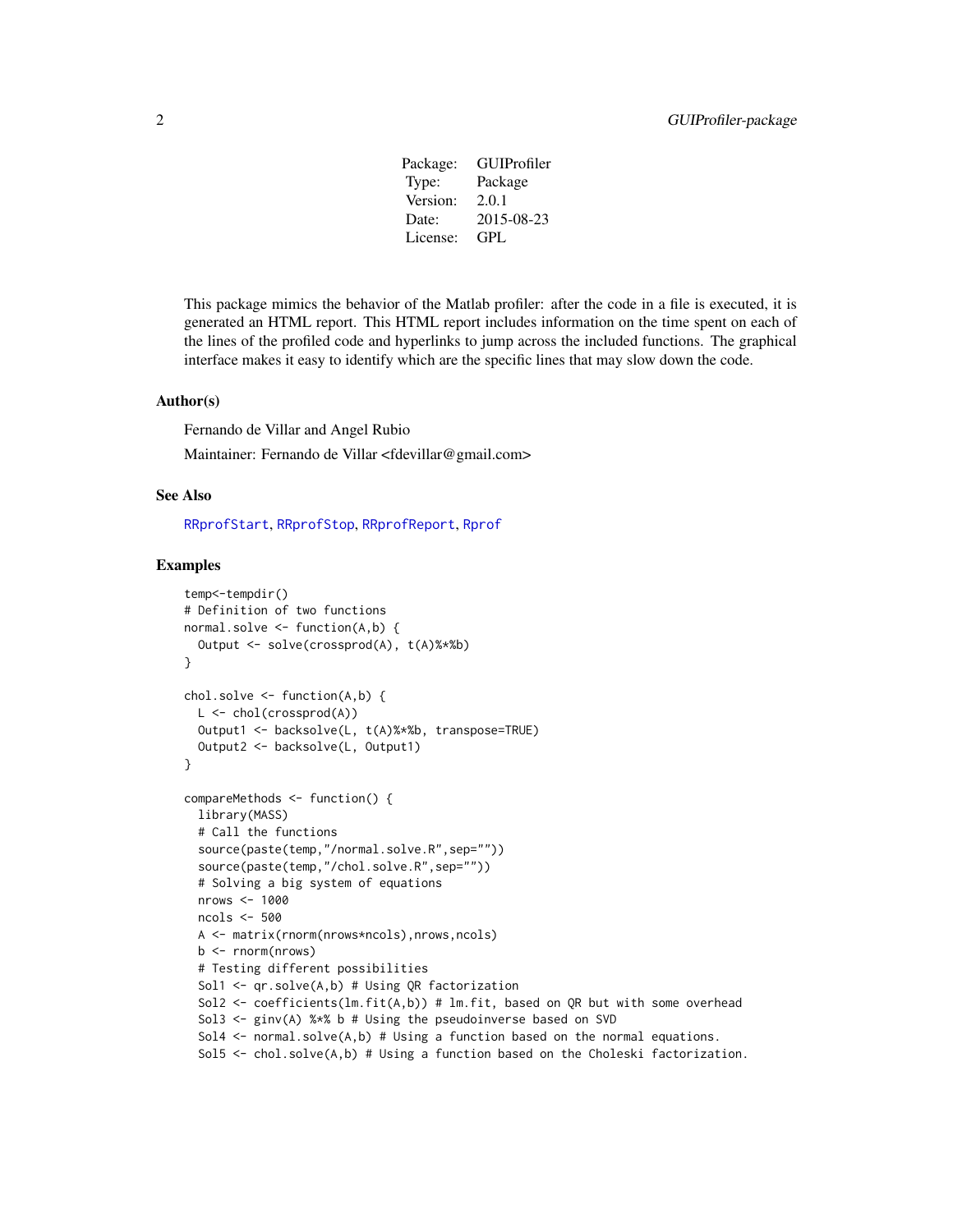| Package: | GUIProfiler |
|---|---|
| Type: | Package |
| Version: | 2.0.1 |
| Date: | 2015-08-23 |
| License: | GPL |

This package mimics the behavior of the Matlab profiler: after the code in a file is executed, it is generated an HTML report. This HTML report includes information on the time spent on each of the lines of the profiled code and hyperlinks to jump across the included functions. The graphical interface makes it easy to identify which are the specific lines that may slow down the code.

### Author(s)

Fernando de Villar and Angel Rubio

Maintainer: Fernando de Villar <fdevillar@gmail.com>

### See Also

RRprofStart, RRprofStop, RRprofReport, Rprof

### Examples

```
temp<-tempdir()
# Definition of two functions
normal.solve <- function(A,b) {
  Output <- solve(crossprod(A), t(A)%*%b)
}

chol.solve <- function(A,b) {
  L <- chol(crossprod(A))
  Output1 <- backsolve(L, t(A)%*%b, transpose=TRUE)
  Output2 <- backsolve(L, Output1)
}

compareMethods <- function() {
  library(MASS)
  # Call the functions
  source(paste(temp,"/normal.solve.R",sep=""))
  source(paste(temp,"/chol.solve.R",sep=""))
  # Solving a big system of equations
  nrows <- 1000
  ncols <- 500
  A <- matrix(rnorm(nrows*ncols),nrows,ncols)
  b <- rnorm(nrows)
  # Testing different possibilities
  Sol1 <- qr.solve(A,b) # Using QR factorization
  Sol2 <- coefficients(lm.fit(A,b)) # lm.fit, based on QR but with some overhead
  Sol3 <- ginv(A) %*% b # Using the pseudoinverse based on SVD
  Sol4 <- normal.solve(A,b) # Using a function based on the normal equations.
  Sol5 <- chol.solve(A,b) # Using a function based on the Choleski factorization.
```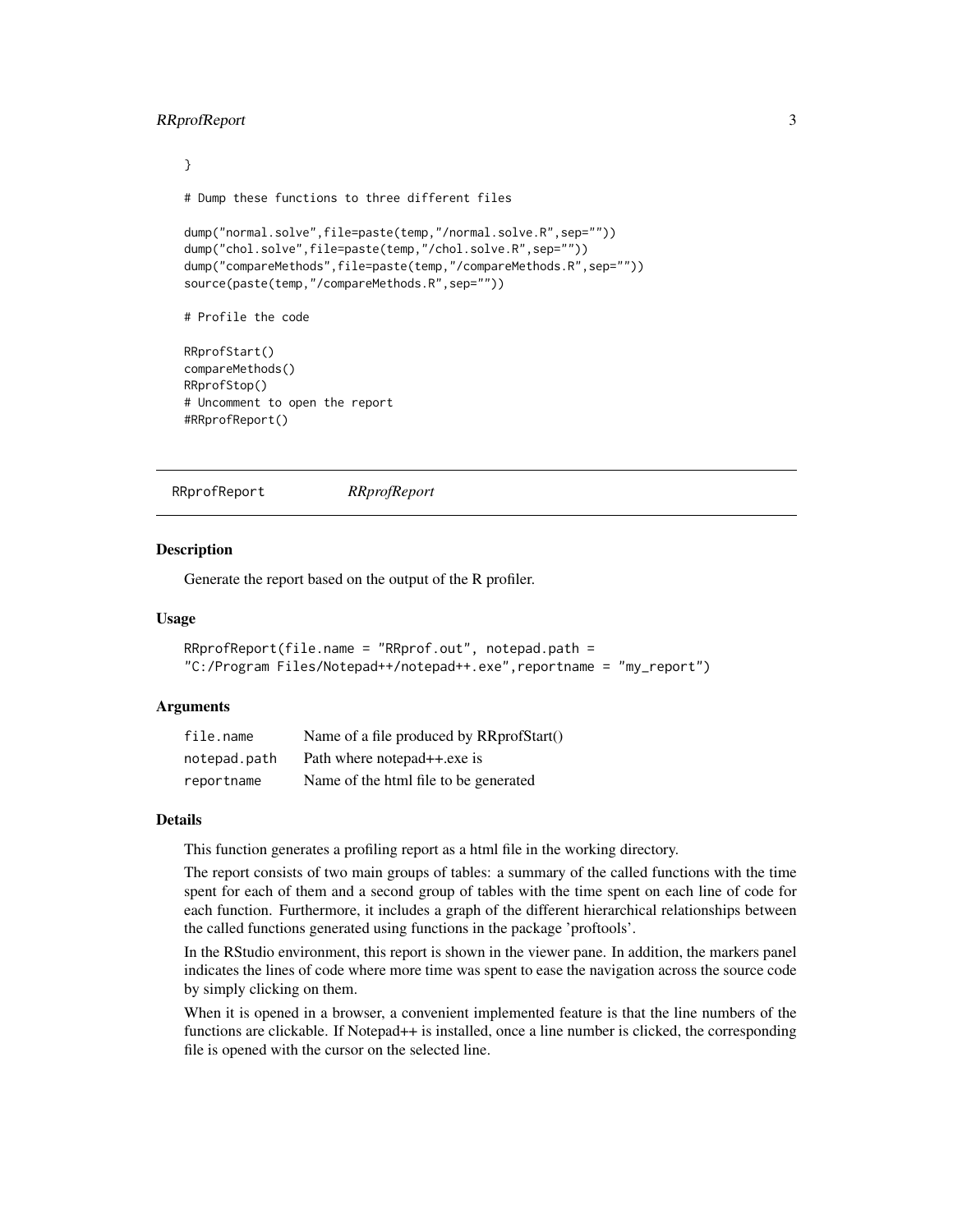```
}

# Dump these functions to three different files

dump("normal.solve",file=paste(temp,"/normal.solve.R",sep=""))
dump("chol.solve",file=paste(temp,"/chol.solve.R",sep=""))
dump("compareMethods",file=paste(temp,"/compareMethods.R",sep=""))
source(paste(temp,"/compareMethods.R",sep=""))

# Profile the code

RRprofStart()
compareMethods()
RRprofStop()
# Uncomment to open the report
#RRprofReport()
```

## RRprofReport *RRprofReport*

### Description

Generate the report based on the output of the R profiler.

### Usage

```
RRprofReport(file.name = "RRprof.out", notepad.path =
"C:/Program Files/Notepad++/notepad++.exe",reportname = "my_report")
```

### Arguments

| | |
|---|---|
| `file.name` | Name of a file produced by RRprofStart() |
| `notepad.path` | Path where notepad++.exe is |
| `reportname` | Name of the html file to be generated |

### Details

This function generates a profiling report as a html file in the working directory.

The report consists of two main groups of tables: a summary of the called functions with the time spent for each of them and a second group of tables with the time spent on each line of code for each function. Furthermore, it includes a graph of the different hierarchical relationships between the called functions generated using functions in the package 'proftools'.

In the RStudio environment, this report is shown in the viewer pane. In addition, the markers panel indicates the lines of code where more time was spent to ease the navigation across the source code by simply clicking on them.

When it is opened in a browser, a convenient implemented feature is that the line numbers of the functions are clickable. If Notepad++ is installed, once a line number is clicked, the corresponding file is opened with the cursor on the selected line.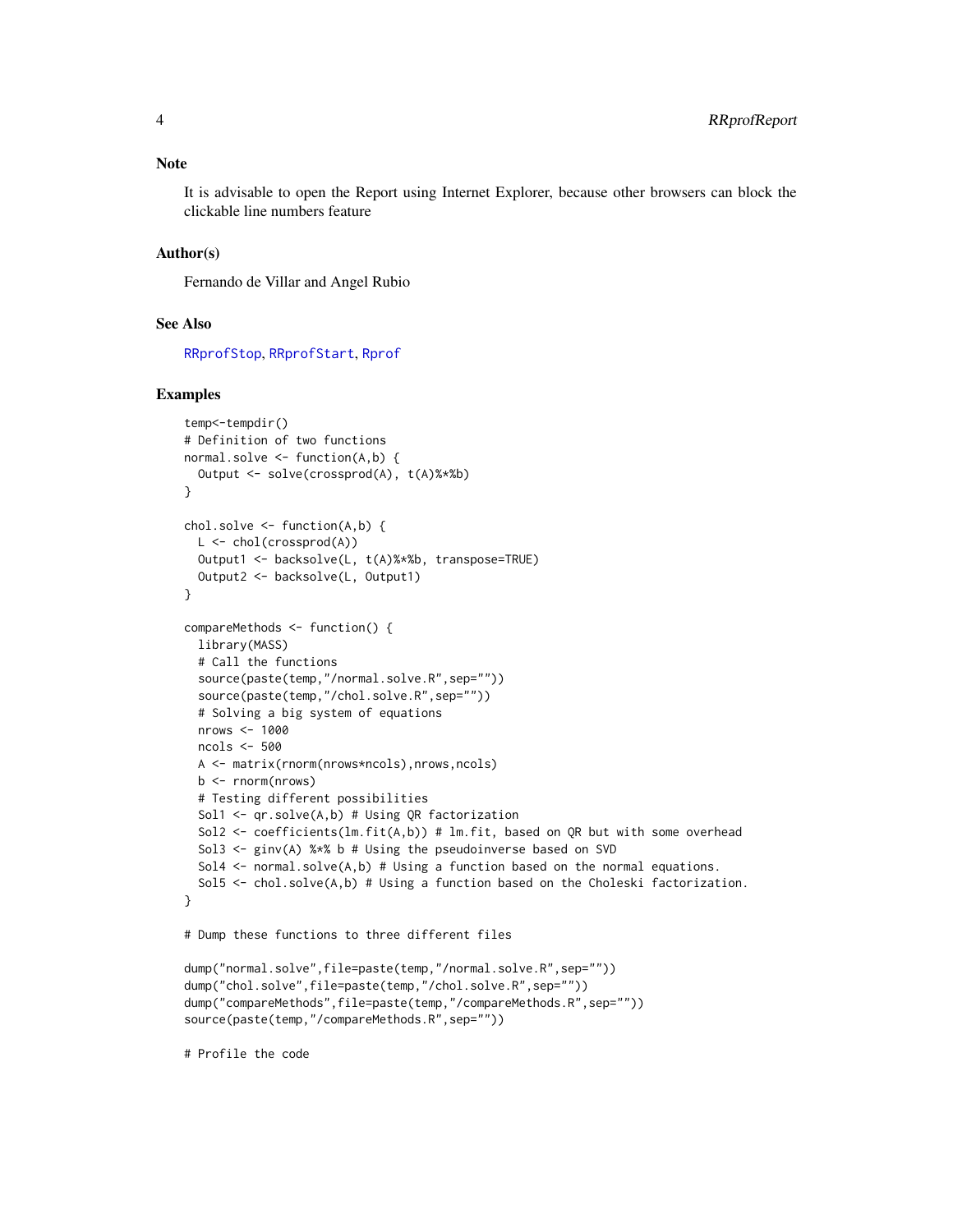## Note

It is advisable to open the Report using Internet Explorer, because other browsers can block the clickable line numbers feature

## Author(s)

Fernando de Villar and Angel Rubio

## See Also

RRprofStop, RRprofStart, Rprof

## Examples

```
temp<-tempdir()
# Definition of two functions
normal.solve <- function(A,b) {
  Output <- solve(crossprod(A), t(A)%*%b)
}

chol.solve <- function(A,b) {
  L <- chol(crossprod(A))
  Output1 <- backsolve(L, t(A)%*%b, transpose=TRUE)
  Output2 <- backsolve(L, Output1)
}

compareMethods <- function() {
  library(MASS)
  # Call the functions
  source(paste(temp,"/normal.solve.R",sep=""))
  source(paste(temp,"/chol.solve.R",sep=""))
  # Solving a big system of equations
  nrows <- 1000
  ncols <- 500
  A <- matrix(rnorm(nrows*ncols),nrows,ncols)
  b <- rnorm(nrows)
  # Testing different possibilities
  Sol1 <- qr.solve(A,b) # Using QR factorization
  Sol2 <- coefficients(lm.fit(A,b)) # lm.fit, based on QR but with some overhead
  Sol3 <- ginv(A) %*% b # Using the pseudoinverse based on SVD
  Sol4 <- normal.solve(A,b) # Using a function based on the normal equations.
  Sol5 <- chol.solve(A,b) # Using a function based on the Choleski factorization.
}

# Dump these functions to three different files

dump("normal.solve",file=paste(temp,"/normal.solve.R",sep=""))
dump("chol.solve",file=paste(temp,"/chol.solve.R",sep=""))
dump("compareMethods",file=paste(temp,"/compareMethods.R",sep=""))
source(paste(temp,"/compareMethods.R",sep=""))

# Profile the code
```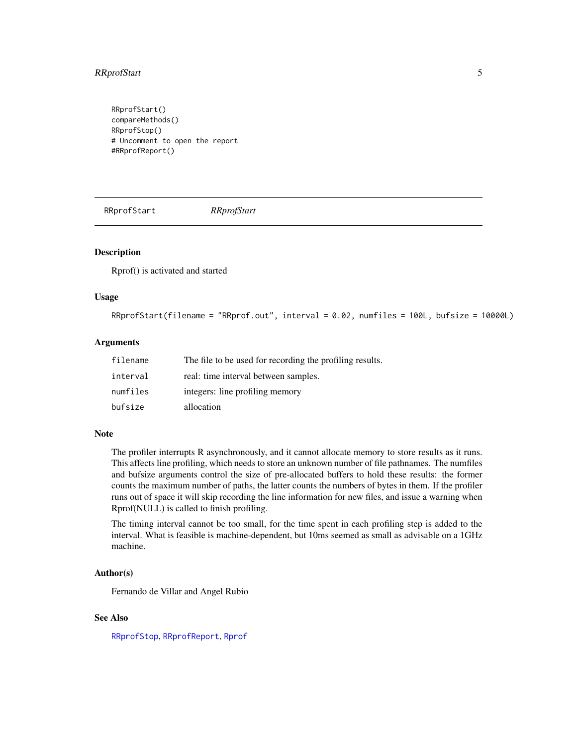```
RRprofStart()
compareMethods()
RRprofStop()
# Uncomment to open the report
#RRprofReport()
```

---

## RRprofStart — *RRprofStart*

---

### Description

Rprof() is activated and started

### Usage

```
RRprofStart(filename = "RRprof.out", interval = 0.02, numfiles = 100L, bufsize = 10000L)
```

### Arguments

| | |
|---|---|
| `filename` | The file to be used for recording the profiling results. |
| `interval` | real: time interval between samples. |
| `numfiles` | integers: line profiling memory |
| `bufsize` | allocation |

### Note

The profiler interrupts R asynchronously, and it cannot allocate memory to store results as it runs. This affects line profiling, which needs to store an unknown number of file pathnames. The numfiles and bufsize arguments control the size of pre-allocated buffers to hold these results: the former counts the maximum number of paths, the latter counts the numbers of bytes in them. If the profiler runs out of space it will skip recording the line information for new files, and issue a warning when Rprof(NULL) is called to finish profiling.

The timing interval cannot be too small, for the time spent in each profiling step is added to the interval. What is feasible is machine-dependent, but 10ms seemed as small as advisable on a 1GHz machine.

### Author(s)

Fernando de Villar and Angel Rubio

### See Also

`RRprofStop`, `RRprofReport`, `Rprof`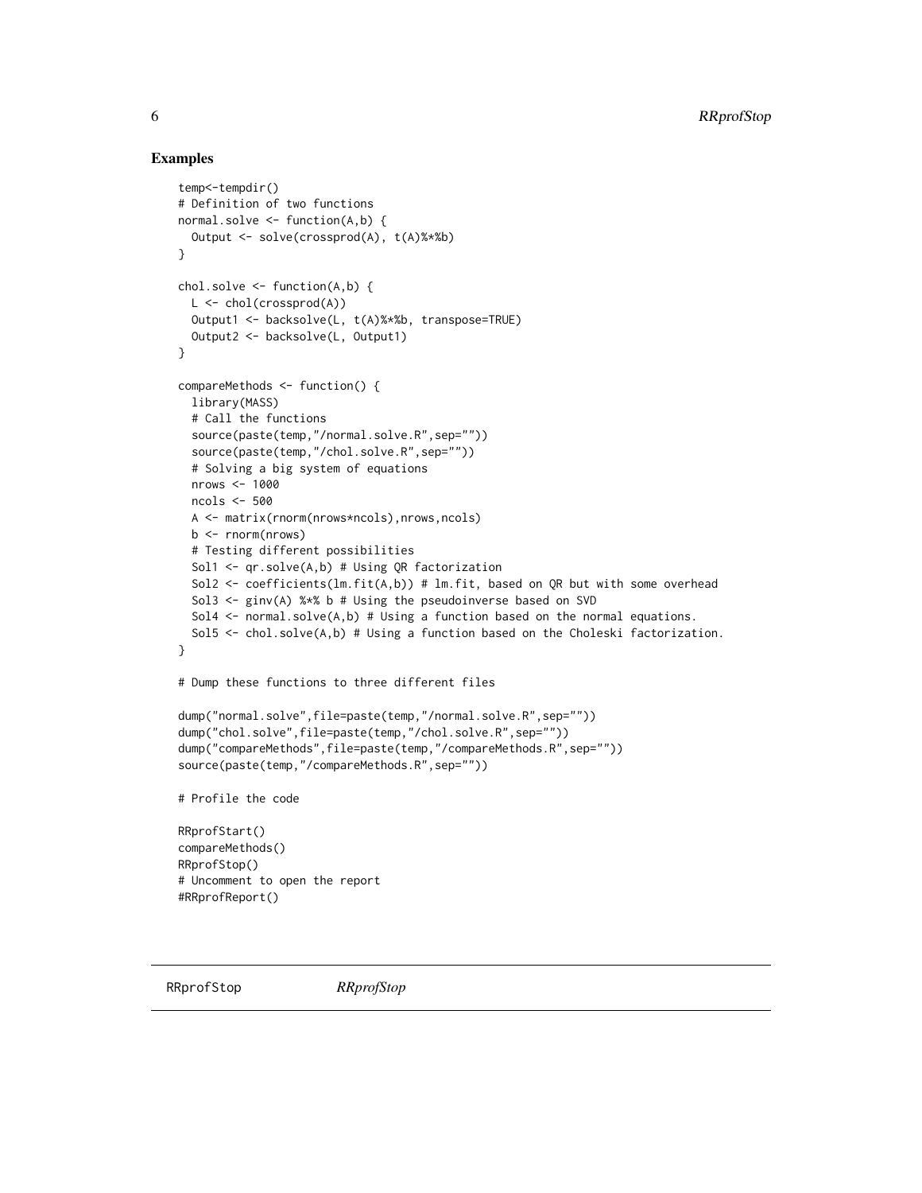## Examples

```
temp<-tempdir()
# Definition of two functions
normal.solve <- function(A,b) {
  Output <- solve(crossprod(A), t(A)%*%b)
}

chol.solve <- function(A,b) {
  L <- chol(crossprod(A))
  Output1 <- backsolve(L, t(A)%*%b, transpose=TRUE)
  Output2 <- backsolve(L, Output1)
}

compareMethods <- function() {
  library(MASS)
  # Call the functions
  source(paste(temp,"/normal.solve.R",sep=""))
  source(paste(temp,"/chol.solve.R",sep=""))
  # Solving a big system of equations
  nrows <- 1000
  ncols <- 500
  A <- matrix(rnorm(nrows*ncols),nrows,ncols)
  b <- rnorm(nrows)
  # Testing different possibilities
  Sol1 <- qr.solve(A,b) # Using QR factorization
  Sol2 <- coefficients(lm.fit(A,b)) # lm.fit, based on QR but with some overhead
  Sol3 <- ginv(A) %*% b # Using the pseudoinverse based on SVD
  Sol4 <- normal.solve(A,b) # Using a function based on the normal equations.
  Sol5 <- chol.solve(A,b) # Using a function based on the Choleski factorization.
}

# Dump these functions to three different files

dump("normal.solve",file=paste(temp,"/normal.solve.R",sep=""))
dump("chol.solve",file=paste(temp,"/chol.solve.R",sep=""))
dump("compareMethods",file=paste(temp,"/compareMethods.R",sep=""))
source(paste(temp,"/compareMethods.R",sep=""))

# Profile the code

RRprofStart()
compareMethods()
RRprofStop()
# Uncomment to open the report
#RRprofReport()
```

---

RRprofStop *RRprofStop*

---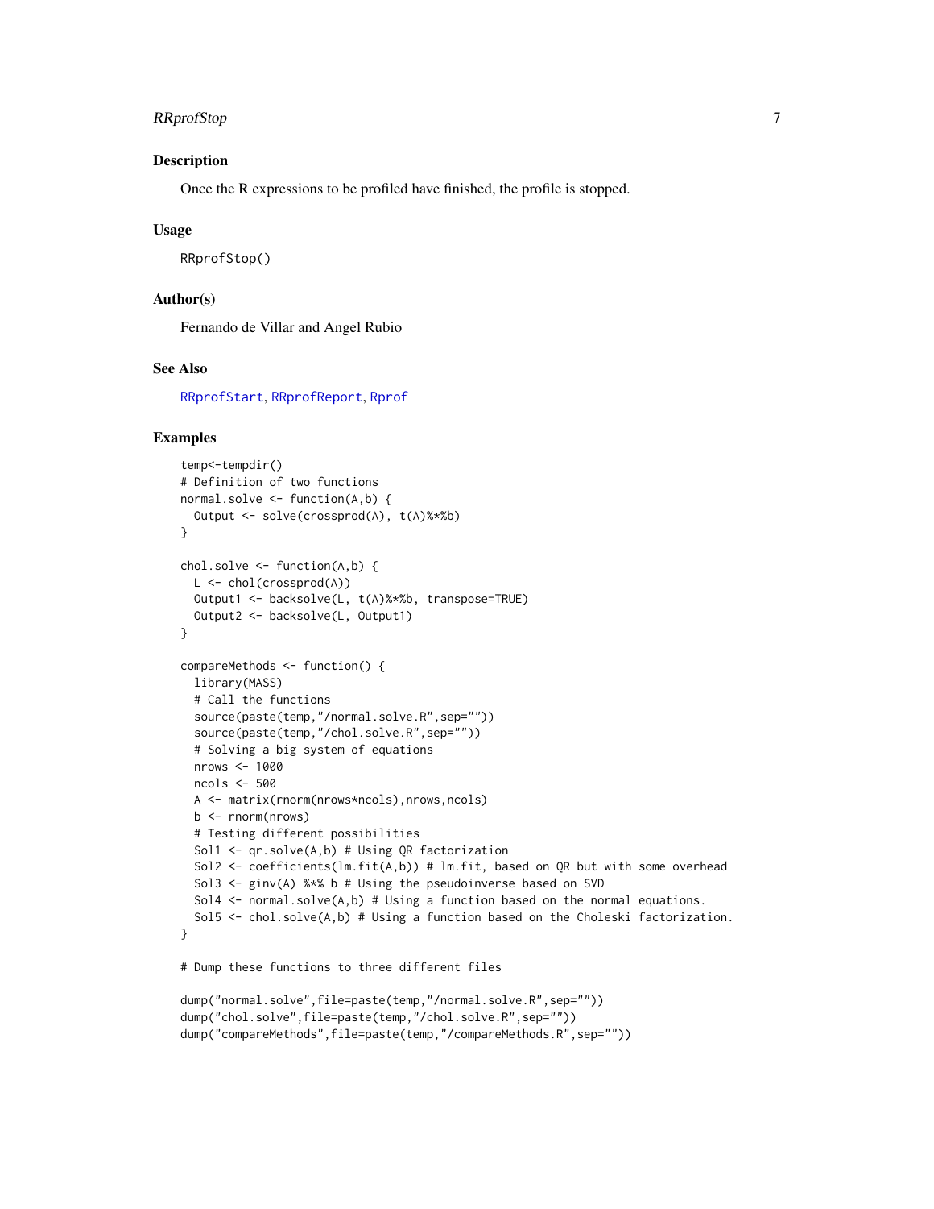## Description

Once the R expressions to be profiled have finished, the profile is stopped.

## Usage

```
RRprofStop()
```

## Author(s)

Fernando de Villar and Angel Rubio

## See Also

RRprofStart, RRprofReport, Rprof

## Examples

```
temp<-tempdir()
# Definition of two functions
normal.solve <- function(A,b) {
  Output <- solve(crossprod(A), t(A)%*%b)
}

chol.solve <- function(A,b) {
  L <- chol(crossprod(A))
  Output1 <- backsolve(L, t(A)%*%b, transpose=TRUE)
  Output2 <- backsolve(L, Output1)
}

compareMethods <- function() {
  library(MASS)
  # Call the functions
  source(paste(temp,"/normal.solve.R",sep=""))
  source(paste(temp,"/chol.solve.R",sep=""))
  # Solving a big system of equations
  nrows <- 1000
  ncols <- 500
  A <- matrix(rnorm(nrows*ncols),nrows,ncols)
  b <- rnorm(nrows)
  # Testing different possibilities
  Sol1 <- qr.solve(A,b) # Using QR factorization
  Sol2 <- coefficients(lm.fit(A,b)) # lm.fit, based on QR but with some overhead
  Sol3 <- ginv(A) %*% b # Using the pseudoinverse based on SVD
  Sol4 <- normal.solve(A,b) # Using a function based on the normal equations.
  Sol5 <- chol.solve(A,b) # Using a function based on the Choleski factorization.
}

# Dump these functions to three different files

dump("normal.solve",file=paste(temp,"/normal.solve.R",sep=""))
dump("chol.solve",file=paste(temp,"/chol.solve.R",sep=""))
dump("compareMethods",file=paste(temp,"/compareMethods.R",sep=""))
```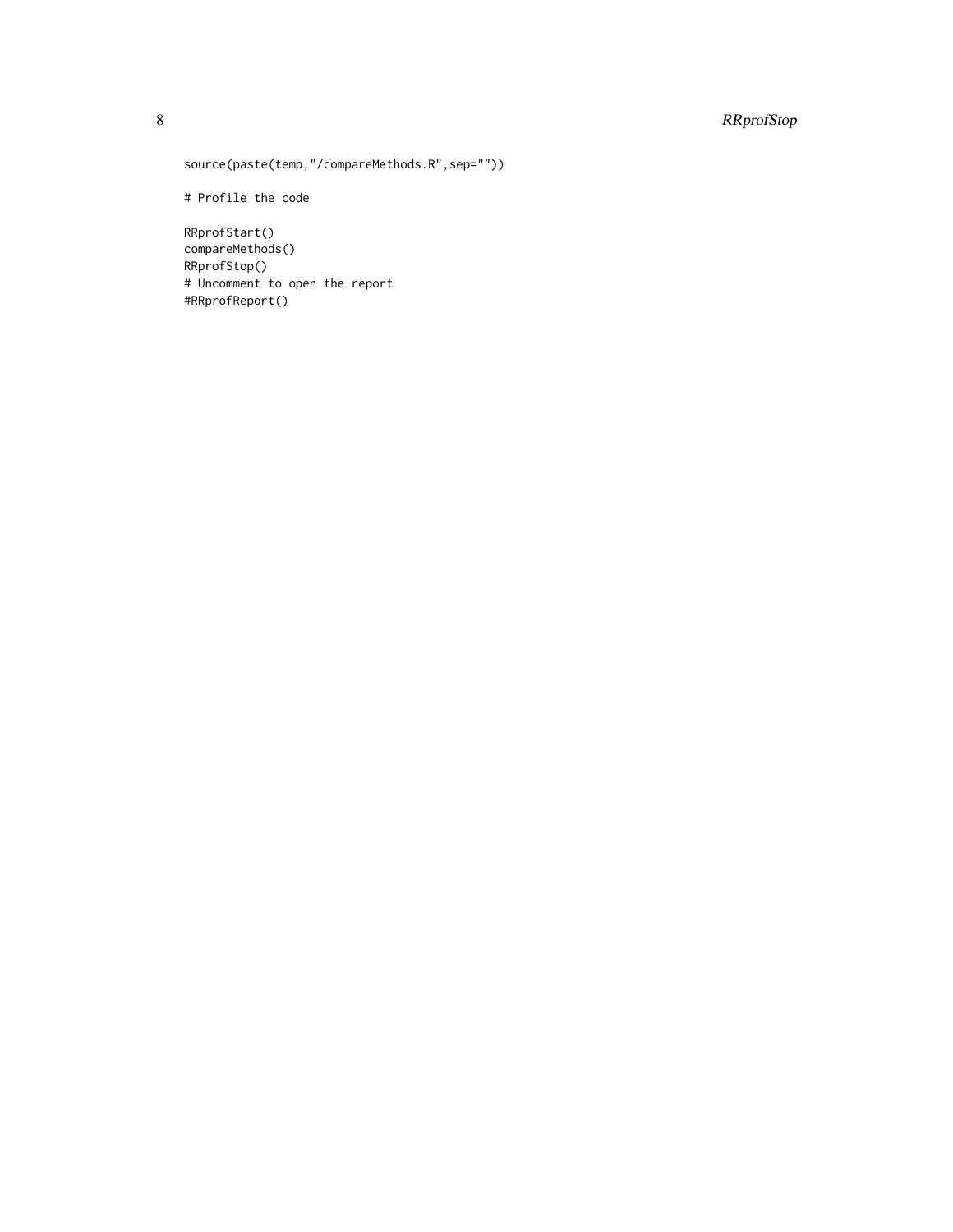```
source(paste(temp,"/compareMethods.R",sep=""))

# Profile the code

RRprofStart()
compareMethods()
RRprofStop()
# Uncomment to open the report
#RRprofReport()
```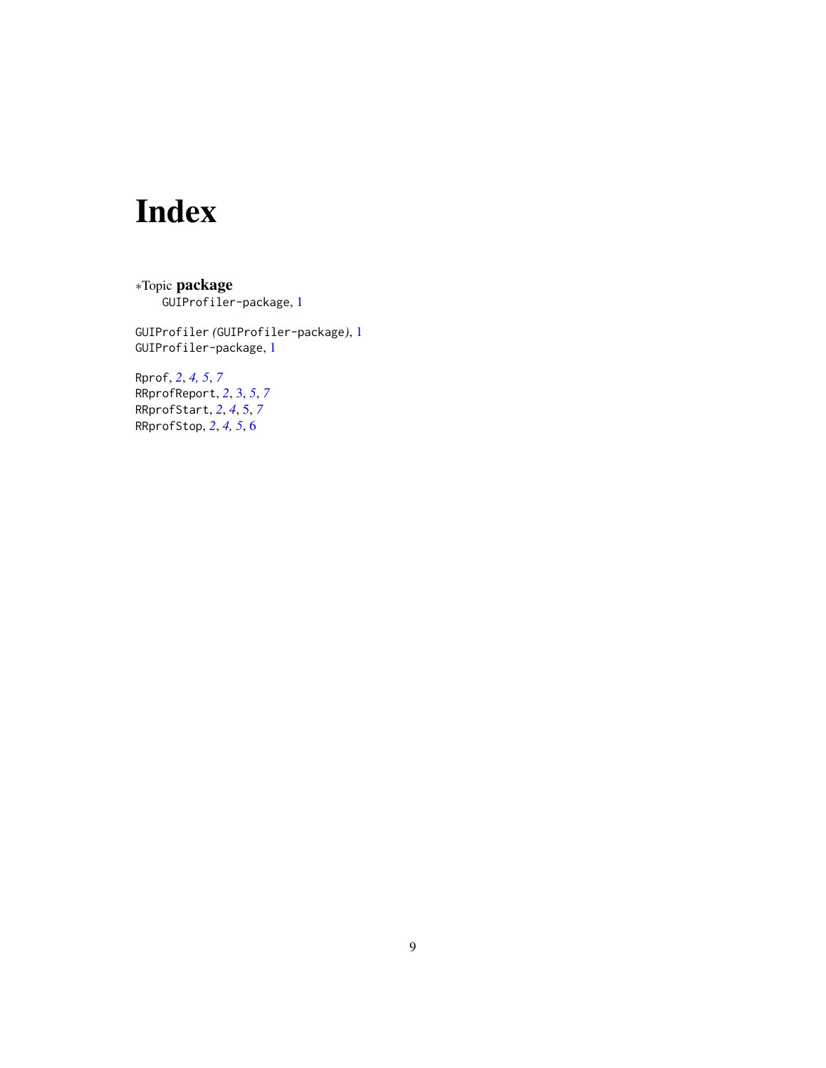# Index

∗Topic **package**

GUIProfiler-package, 1

GUIProfiler *(*GUIProfiler-package*)*, 1
GUIProfiler-package, 1

Rprof, *2*, *4, 5*, *7*
RRprofReport, *2*, 3, *5*, *7*
RRprofStart, *2*, *4*, 5, *7*
RRprofStop, *2*, *4, 5*, 6